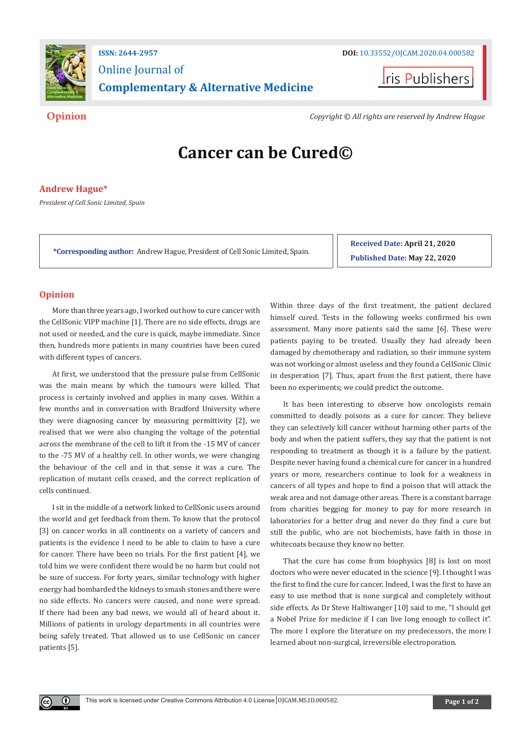ISSN: 2644-2957

DOI: 10.33552/OJCAM.2020.04.000582

Online Journal of
**Complementary & Alternative Medicine**

Iris Publishers

**Opinion**

*Copyright © All rights are reserved by Andrew Hague*

# Cancer can be Cured©

**Andrew Hague***

*President of Cell Sonic Limited, Spain*

***Corresponding author:** Andrew Hague, President of Cell Sonic Limited, Spain.

**Received Date:** April 21, 2020

**Published Date:** May 22, 2020

## Opinion

More than three years ago, I worked out how to cure cancer with the CellSonic VIPP machine [1]. There are no side effects, drugs are not used or needed, and the cure is quick, maybe immediate. Since then, hundreds more patients in many countries have been cured with different types of cancers.

At first, we understood that the pressure pulse from CellSonic was the main means by which the tumours were killed. That process is certainly involved and applies in many cases. Within a few months and in conversation with Bradford University where they were diagnosing cancer by measuring permittivity [2], we realised that we were also changing the voltage of the potential across the membrane of the cell to lift it from the -15 MV of cancer to the -75 MV of a healthy cell. In other words, we were changing the behaviour of the cell and in that sense it was a cure. The replication of mutant cells ceased, and the correct replication of cells continued.

I sit in the middle of a network linked to CellSonic users around the world and get feedback from them. To know that the protocol [3] on cancer works in all continents on a variety of cancers and patients is the evidence I need to be able to claim to have a cure for cancer. There have been no trials. For the first patient [4], we told him we were confident there would be no harm but could not be sure of success. For forty years, similar technology with higher energy had bombarded the kidneys to smash stones and there were no side effects. No cancers were caused, and none were spread. If there had been any bad news, we would all of heard about it. Millions of patients in urology departments in all countries were being safely treated. That allowed us to use CellSonic on cancer patients [5].

Within three days of the first treatment, the patient declared himself cured. Tests in the following weeks confirmed his own assessment. Many more patients said the same [6]. These were patients paying to be treated. Usually they had already been damaged by chemotherapy and radiation, so their immune system was not working or almost useless and they found a CellSonic Clinic in desperation [7]. Thus, apart from the first patient, there have been no experiments; we could predict the outcome.

It has been interesting to observe how oncologists remain committed to deadly poisons as a cure for cancer. They believe they can selectively kill cancer without harming other parts of the body and when the patient suffers, they say that the patient is not responding to treatment as though it is a failure by the patient. Despite never having found a chemical cure for cancer in a hundred years or more, researchers continue to look for a weakness in cancers of all types and hope to find a poison that will attack the weak area and not damage other areas. There is a constant barrage from charities begging for money to pay for more research in laboratories for a better drug and never do they find a cure but still the public, who are not biochemists, have faith in those in whitecoats because they know no better.

That the cure has come from biophysics [8] is lost on most doctors who were never educated in the science [9]. I thought I was the first to find the cure for cancer. Indeed, I was the first to have an easy to use method that is none surgical and completely without side effects. As Dr Steve Haltiwanger [10] said to me, "I should get a Nobel Prize for medicine if I can live long enough to collect it". The more I explore the literature on my predecessors, the more I learned about non-surgical, irreversible electroporation.

This work is licensed under Creative Commons Attribution 4.0 License OJCAM.MS.ID.000582.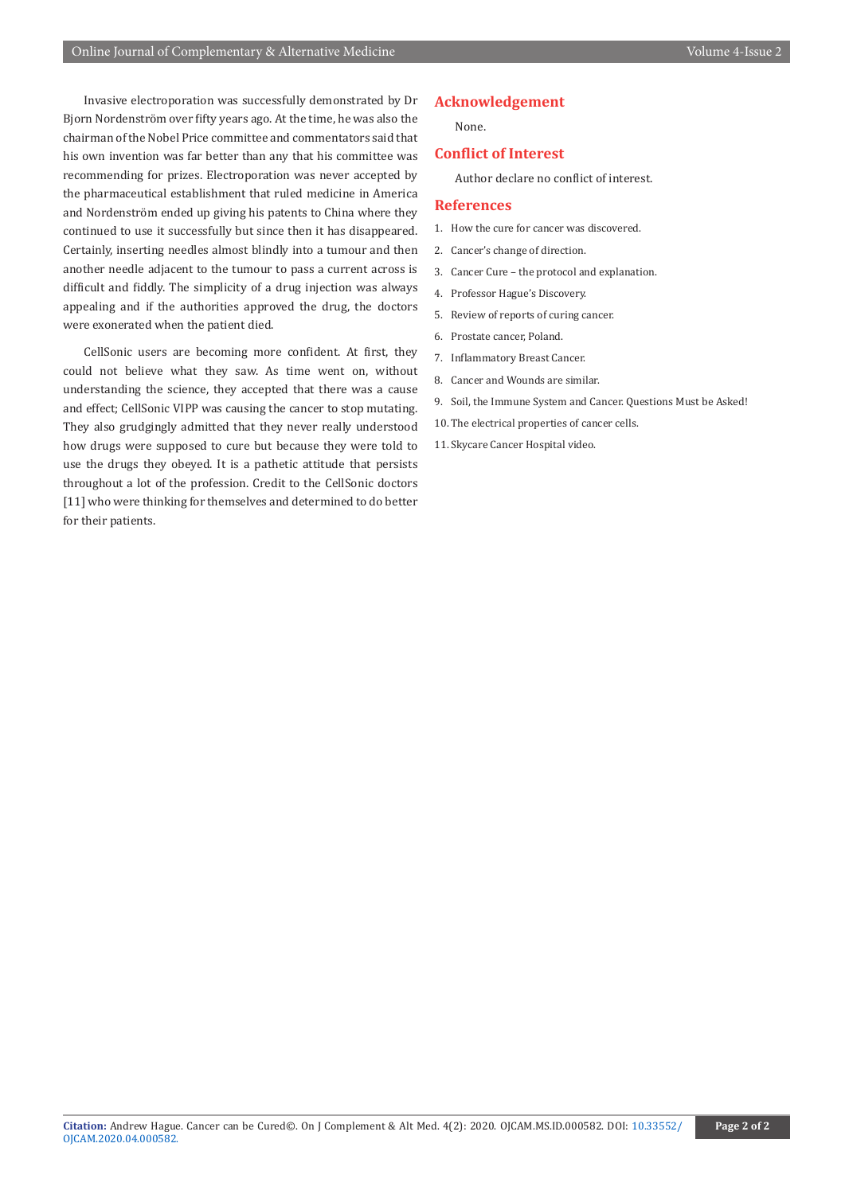Invasive electroporation was successfully demonstrated by Dr Bjorn Nordenström over fifty years ago. At the time, he was also the chairman of the Nobel Price committee and commentators said that his own invention was far better than any that his committee was recommending for prizes. Electroporation was never accepted by the pharmaceutical establishment that ruled medicine in America and Nordenström ended up giving his patents to China where they continued to use it successfully but since then it has disappeared. Certainly, inserting needles almost blindly into a tumour and then another needle adjacent to the tumour to pass a current across is difficult and fiddly. The simplicity of a drug injection was always appealing and if the authorities approved the drug, the doctors were exonerated when the patient died.

CellSonic users are becoming more confident. At first, they could not believe what they saw. As time went on, without understanding the science, they accepted that there was a cause and effect; CellSonic VIPP was causing the cancer to stop mutating. They also grudgingly admitted that they never really understood how drugs were supposed to cure but because they were told to use the drugs they obeyed. It is a pathetic attitude that persists throughout a lot of the profession. Credit to the CellSonic doctors [11] who were thinking for themselves and determined to do better for their patients.

## Acknowledgement

None.

## Conflict of Interest

Author declare no conflict of interest.

## References

1. How the cure for cancer was discovered.
2. Cancer's change of direction.
3. Cancer Cure – the protocol and explanation.
4. Professor Hague's Discovery.
5. Review of reports of curing cancer.
6. Prostate cancer, Poland.
7. Inflammatory Breast Cancer.
8. Cancer and Wounds are similar.
9. Soil, the Immune System and Cancer. Questions Must be Asked!
10. The electrical properties of cancer cells.
11. Skycare Cancer Hospital video.

**Citation:** Andrew Hague. Cancer can be Cured©. On J Complement & Alt Med. 4(2): 2020. OJCAM.MS.ID.000582. DOI: 10.33552/OJCAM.2020.04.000582.